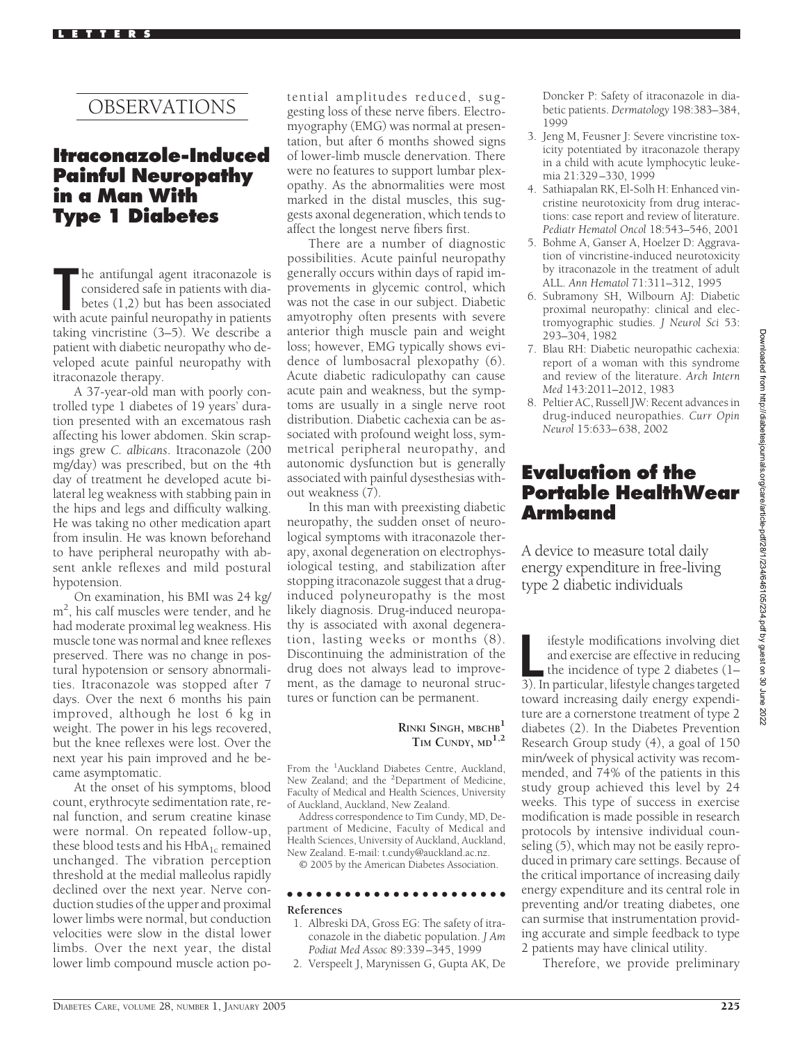# OBSERVATIONS

## Itraconazole-Induced Painful Neuropathy in a Man With Type 1 Diabetes

The antifungal agent itraconazole is considered safe in patients with diabetes (1,2) but has been associated with acute painful neuropathy in patients taking vincristine (3–5). We describe a patient with diabetic neuropathy who developed acute painful neuropathy with itraconazole therapy.

A 37-year-old man with poorly controlled type 1 diabetes of 19 years' duration presented with an excematous rash affecting his lower abdomen. Skin scrapings grew *C. albicans*. Itraconazole (200 mg/day) was prescribed, but on the 4th day of treatment he developed acute bilateral leg weakness with stabbing pain in the hips and legs and difficulty walking. He was taking no other medication apart from insulin. He was known beforehand to have peripheral neuropathy with absent ankle reflexes and mild postural hypotension.

On examination, his BMI was 24 kg/$m^2$, his calf muscles were tender, and he had moderate proximal leg weakness. His muscle tone was normal and knee reflexes preserved. There was no change in postural hypotension or sensory abnormalities. Itraconazole was stopped after 7 days. Over the next 6 months his pain improved, although he lost 6 kg in weight. The power in his legs recovered, but the knee reflexes were lost. Over the next year his pain improved and he became asymptomatic.

At the onset of his symptoms, blood count, erythrocyte sedimentation rate, renal function, and serum creatine kinase were normal. On repeated follow-up, these blood tests and his $HbA_{1c}$ remained unchanged. The vibration perception threshold at the medial malleolus rapidly declined over the next year. Nerve conduction studies of the upper and proximal lower limbs were normal, but conduction velocities were slow in the distal lower limbs. Over the next year, the distal lower limb compound muscle action potential amplitudes reduced, suggesting loss of these nerve fibers. Electromyography (EMG) was normal at presentation, but after 6 months showed signs of lower-limb muscle denervation. There were no features to support lumbar plexopathy. As the abnormalities were most marked in the distal muscles, this suggests axonal degeneration, which tends to affect the longest nerve fibers first.

There are a number of diagnostic possibilities. Acute painful neuropathy generally occurs within days of rapid improvements in glycemic control, which was not the case in our subject. Diabetic amyotrophy often presents with severe anterior thigh muscle pain and weight loss; however, EMG typically shows evidence of lumbosacral plexopathy (6). Acute diabetic radiculopathy can cause acute pain and weakness, but the symptoms are usually in a single nerve root distribution. Diabetic cachexia can be associated with profound weight loss, symmetrical peripheral neuropathy, and autonomic dysfunction but is generally associated with painful dysesthesias without weakness (7).

In this man with preexisting diabetic neuropathy, the sudden onset of neurological symptoms with itraconazole therapy, axonal degeneration on electrophysiological testing, and stabilization after stopping itraconazole suggest that a drug-induced polyneuropathy is the most likely diagnosis. Drug-induced neuropathy is associated with axonal degeneration, lasting weeks or months (8). Discontinuing the administration of the drug does not always lead to improvement, as the damage to neuronal structures or function can be permanent.

**RINKI SINGH, MBCHB[1]**
**TIM CUNDY, MD[1,2]**

From the [1]Auckland Diabetes Centre, Auckland, New Zealand; and the [2]Department of Medicine, Faculty of Medical and Health Sciences, University of Auckland, Auckland, New Zealand.

Address correspondence to Tim Cundy, MD, Department of Medicine, Faculty of Medical and Health Sciences, University of Auckland, Auckland, New Zealand. E-mail: t.cundy@auckland.ac.nz.

© 2005 by the American Diabetes Association.

**References**

1. Albreski DA, Gross EG: The safety of itraconazole in the diabetic population. *J Am Podiat Med Assoc* 89:339–345, 1999
2. Verspeelt J, Marynissen G, Gupta AK, De Doncker P: Safety of itraconazole in diabetic patients. *Dermatology* 198:383–384, 1999
3. Jeng M, Feusner J: Severe vincristine toxicity potentiated by itraconazole therapy in a child with acute lymphocytic leukemia 21:329–330, 1999
4. Sathiapalan RK, El-Solh H: Enhanced vincristine neurotoxicity from drug interactions: case report and review of literature. *Pediatr Hematol Oncol* 18:543–546, 2001
5. Bohme A, Ganser A, Hoelzer D: Aggravation of vincristine-induced neurotoxicity by itraconazole in the treatment of adult ALL. *Ann Hematol* 71:311–312, 1995
6. Subramony SH, Wilbourn AJ: Diabetic proximal neuropathy: clinical and electromyographic studies. *J Neurol Sci* 53: 293–304, 1982
7. Blau RH: Diabetic neuropathic cachexia: report of a woman with this syndrome and review of the literature. *Arch Intern Med* 143:2011–2012, 1983
8. Peltier AC, Russell JW: Recent advances in drug-induced neuropathies. *Curr Opin Neurol* 15:633–638, 2002

## Evaluation of the Portable HealthWear Armband

A device to measure total daily energy expenditure in free-living type 2 diabetic individuals

Lifestyle modifications involving diet and exercise are effective in reducing the incidence of type 2 diabetes (1–3). In particular, lifestyle changes targeted toward increasing daily energy expenditure are a cornerstone treatment of type 2 diabetes (2). In the Diabetes Prevention Research Group study (4), a goal of 150 min/week of physical activity was recommended, and 74% of the patients in this study group achieved this level by 24 weeks. This type of success in exercise modification is made possible in research protocols by intensive individual counseling (5), which may not be easily reproduced in primary care settings. Because of the critical importance of increasing daily energy expenditure and its central role in preventing and/or treating diabetes, one can surmise that instrumentation providing accurate and simple feedback to type 2 patients may have clinical utility.

Therefore, we provide preliminary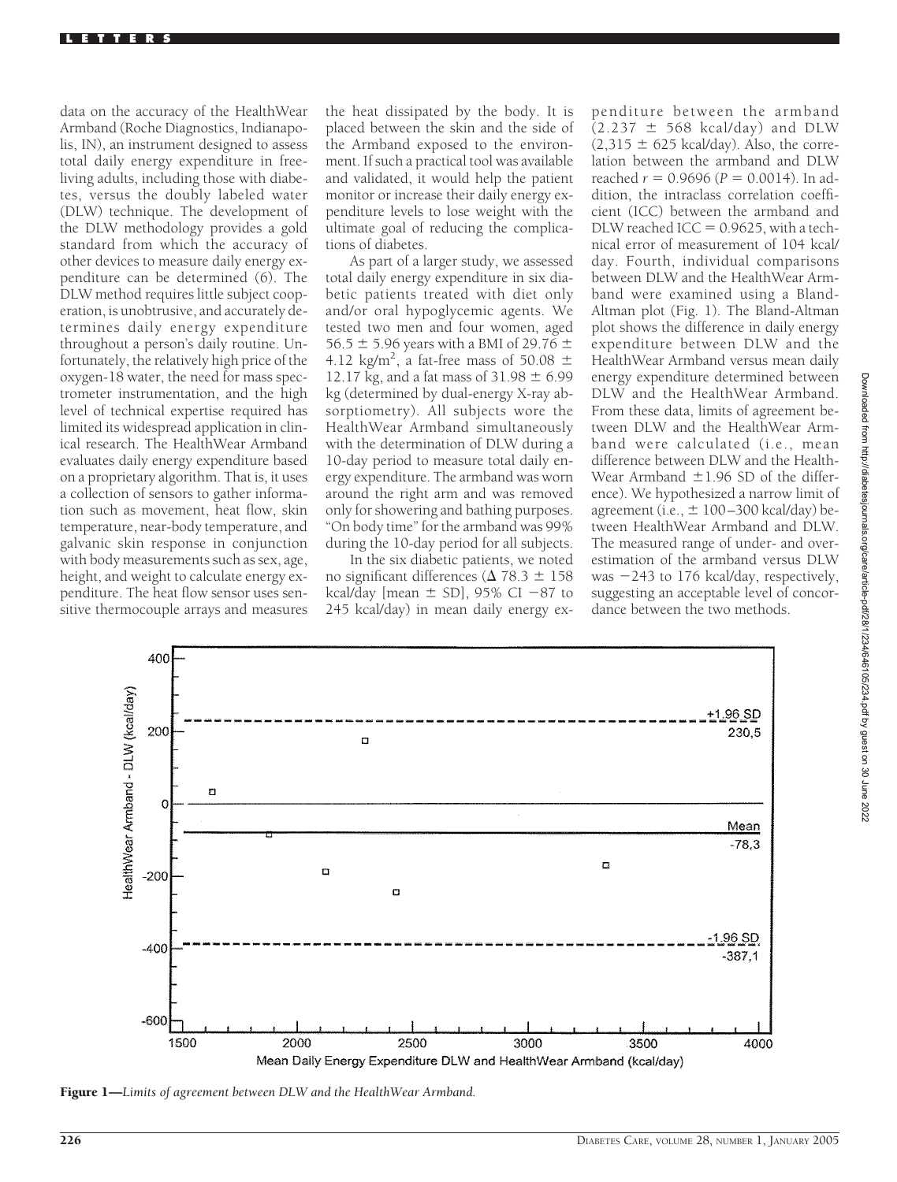data on the accuracy of the HealthWear Armband (Roche Diagnostics, Indianapolis, IN), an instrument designed to assess total daily energy expenditure in free-living adults, including those with diabetes, versus the doubly labeled water (DLW) technique. The development of the DLW methodology provides a gold standard from which the accuracy of other devices to measure daily energy expenditure can be determined (6). The DLW method requires little subject cooperation, is unobtrusive, and accurately determines daily energy expenditure throughout a person's daily routine. Unfortunately, the relatively high price of the oxygen-18 water, the need for mass spectrometer instrumentation, and the high level of technical expertise required has limited its widespread application in clinical research. The HealthWear Armband evaluates daily energy expenditure based on a proprietary algorithm. That is, it uses a collection of sensors to gather information such as movement, heat flow, skin temperature, near-body temperature, and galvanic skin response in conjunction with body measurements such as sex, age, height, and weight to calculate energy expenditure. The heat flow sensor uses sensitive thermocouple arrays and measures the heat dissipated by the body. It is placed between the skin and the side of the Armband exposed to the environment. If such a practical tool was available and validated, it would help the patient monitor or increase their daily energy expenditure levels to lose weight with the ultimate goal of reducing the complications of diabetes.

As part of a larger study, we assessed total daily energy expenditure in six diabetic patients treated with diet only and/or oral hypoglycemic agents. We tested two men and four women, aged 56.5 ± 5.96 years with a BMI of 29.76 ± 4.12 kg/m$^2$, a fat-free mass of 50.08 ± 12.17 kg, and a fat mass of 31.98 ± 6.99 kg (determined by dual-energy X-ray absorptiometry). All subjects wore the HealthWear Armband simultaneously with the determination of DLW during a 10-day period to measure total daily energy expenditure. The armband was worn around the right arm and was removed only for showering and bathing purposes. "On body time" for the armband was 99% during the 10-day period for all subjects.

In the six diabetic patients, we noted no significant differences ($\Delta$ 78.3 ± 158 kcal/day [mean ± SD], 95% CI −87 to 245 kcal/day) in mean daily energy expenditure between the armband (2.237 ± 568 kcal/day) and DLW (2,315 ± 625 kcal/day). Also, the correlation between the armband and DLW reached $r = 0.9696$ ($P = 0.0014$). In addition, the intraclass correlation coefficient (ICC) between the armband and DLW reached ICC = 0.9625, with a technical error of measurement of 104 kcal/day. Fourth, individual comparisons between DLW and the HealthWear Armband were examined using a Bland-Altman plot (Fig. 1). The Bland-Altman plot shows the difference in daily energy expenditure between DLW and the HealthWear Armband versus mean daily energy expenditure determined between DLW and the HealthWear Armband. From these data, limits of agreement between DLW and the HealthWear Armband were calculated (i.e., mean difference between DLW and the HealthWear Armband ±1.96 SD of the difference). We hypothesized a narrow limit of agreement (i.e., ± 100–300 kcal/day) between HealthWear Armband and DLW. The measured range of under- and overestimation of the armband versus DLW was −243 to 176 kcal/day, respectively, suggesting an acceptable level of concordance between the two methods.

**Figure 1**—*Limits of agreement between DLW and the HealthWear Armband.*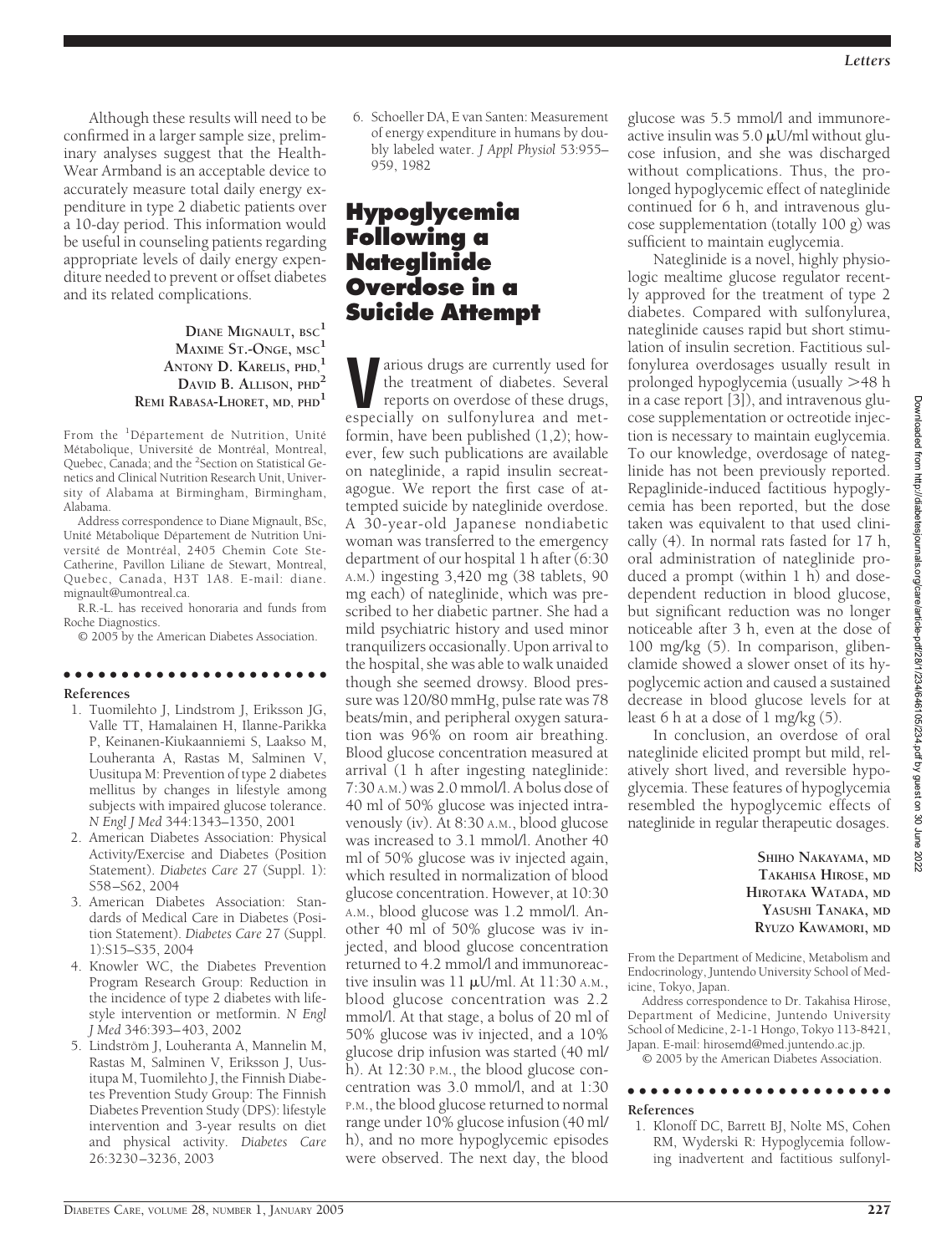Although these results will need to be confirmed in a larger sample size, preliminary analyses suggest that the Health-Wear Armband is an acceptable device to accurately measure total daily energy expenditure in type 2 diabetic patients over a 10-day period. This information would be useful in counseling patients regarding appropriate levels of daily energy expenditure needed to prevent or offset diabetes and its related complications.

**DIANE MIGNAULT, BSC[1]**
**MAXIME ST.-ONGE, MSC[1]**
**ANTONY D. KARELIS, PHD[1]**
**DAVID B. ALLISON, PHD[2]**
**REMI RABASA-LHORET, MD, PHD[1]**

From the [1]Département de Nutrition, Unité Métabolique, Université de Montréal, Montreal, Quebec, Canada; and the [2]Section on Statistical Genetics and Clinical Nutrition Research Unit, University of Alabama at Birmingham, Birmingham, Alabama.

Address correspondence to Diane Mignault, BSc, Unité Métabolique Département de Nutrition Université de Montréal, 2405 Chemin Cote Ste-Catherine, Pavillon Liliane de Stewart, Montreal, Quebec, Canada, H3T 1A8. E-mail: diane.mignault@umontreal.ca.

R.R.-L. has received honoraria and funds from Roche Diagnostics.

© 2005 by the American Diabetes Association.

#### References

1. Tuomilehto J, Lindstrom J, Eriksson JG, Valle TT, Hamalainen H, Ilanne-Parikka P, Keinanen-Kiukaanniemi S, Laakso M, Louheranta A, Rastas M, Salminen V, Uusitupa M: Prevention of type 2 diabetes mellitus by changes in lifestyle among subjects with impaired glucose tolerance. *N Engl J Med* 344:1343–1350, 2001
2. American Diabetes Association: Physical Activity/Exercise and Diabetes (Position Statement). *Diabetes Care* 27 (Suppl. 1): S58–S62, 2004
3. American Diabetes Association: Standards of Medical Care in Diabetes (Position Statement). *Diabetes Care* 27 (Suppl. 1):S15–S35, 2004
4. Knowler WC, the Diabetes Prevention Program Research Group: Reduction in the incidence of type 2 diabetes with lifestyle intervention or metformin. *N Engl J Med* 346:393–403, 2002
5. Lindström J, Louheranta A, Mannelin M, Rastas M, Salminen V, Eriksson J, Uusitupa M, Tuomilehto J, the Finnish Diabetes Prevention Study Group: The Finnish Diabetes Prevention Study (DPS): lifestyle intervention and 3-year results on diet and physical activity. *Diabetes Care* 26:3230–3236, 2003
6. Schoeller DA, E van Santen: Measurement of energy expenditure in humans by doubly labeled water. *J Appl Physiol* 53:955–959, 1982

# Hypoglycemia Following a Nateglinide Overdose in a Suicide Attempt

Various drugs are currently used for the treatment of diabetes. Several reports on overdose of these drugs, especially on sulfonylurea and metformin, have been published (1,2); however, few such publications are available on nateglinide, a rapid insulin secretagogue. We report the first case of attempted suicide by nateglinide overdose. A 30-year-old Japanese nondiabetic woman was transferred to the emergency department of our hospital 1 h after (6:30 A.M.) ingesting 3,420 mg (38 tablets, 90 mg each) of nateglinide, which was prescribed to her diabetic partner. She had a mild psychiatric history and used minor tranquilizers occasionally. Upon arrival to the hospital, she was able to walk unaided though she seemed drowsy. Blood pressure was 120/80 mmHg, pulse rate was 78 beats/min, and peripheral oxygen saturation was 96% on room air breathing. Blood glucose concentration measured at arrival (1 h after ingesting nateglinide: 7:30 A.M.) was 2.0 mmol/l. A bolus dose of 40 ml of 50% glucose was injected intravenously (iv). At 8:30 A.M., blood glucose was increased to 3.1 mmol/l. Another 40 ml of 50% glucose was iv injected again, which resulted in normalization of blood glucose concentration. However, at 10:30 A.M., blood glucose was 1.2 mmol/l. Another 40 ml of 50% glucose was iv injected, and blood glucose concentration returned to 4.2 mmol/l and immunoreactive insulin was 11 μU/ml. At 11:30 A.M., blood glucose concentration was 2.2 mmol/l. At that stage, a bolus of 20 ml of 50% glucose was iv injected, and a 10% glucose drip infusion was started (40 ml/h). At 12:30 P.M., the blood glucose concentration was 3.0 mmol/l, and at 1:30 P.M., the blood glucose returned to normal range under 10% glucose infusion (40 ml/h), and no more hypoglycemic episodes were observed. The next day, the blood glucose was 5.5 mmol/l and immunoreactive insulin was 5.0 μU/ml without glucose infusion, and she was discharged without complications. Thus, the prolonged hypoglycemic effect of nateglinide continued for 6 h, and intravenous glucose supplementation (totally 100 g) was sufficient to maintain euglycemia.

Nateglinide is a novel, highly physiologic mealtime glucose regulator recently approved for the treatment of type 2 diabetes. Compared with sulfonylurea, nateglinide causes rapid but short stimulation of insulin secretion. Factitious sulfonylurea overdosages usually result in prolonged hypoglycemia (usually >48 h in a case report [3]), and intravenous glucose supplementation or octreotide injection is necessary to maintain euglycemia. To our knowledge, overdosage of nateglinide has not been previously reported. Repaglinide-induced factitious hypoglycemia has been reported, but the dose taken was equivalent to that used clinically (4). In normal rats fasted for 17 h, oral administration of nateglinide produced a prompt (within 1 h) and dose-dependent reduction in blood glucose, but significant reduction was no longer noticeable after 3 h, even at the dose of 100 mg/kg (5). In comparison, glibenclamide showed a slower onset of its hypoglycemic action and caused a sustained decrease in blood glucose levels for at least 6 h at a dose of 1 mg/kg (5).

In conclusion, an overdose of oral nateglinide elicited prompt but mild, relatively short lived, and reversible hypoglycemia. These features of hypoglycemia resembled the hypoglycemic effects of nateglinide in regular therapeutic dosages.

**SHIHO NAKAYAMA, MD**
**TAKAHISA HIROSE, MD**
**HIROTAKA WATADA, MD**
**YASUSHI TANAKA, MD**
**RYUZO KAWAMORI, MD**

From the Department of Medicine, Metabolism and Endocrinology, Juntendo University School of Medicine, Tokyo, Japan.

Address correspondence to Dr. Takahisa Hirose, Department of Medicine, Juntendo University School of Medicine, 2-1-1 Hongo, Tokyo 113-8421, Japan. E-mail: hirosemd@med.juntendo.ac.jp.

© 2005 by the American Diabetes Association.

#### References

1. Klonoff DC, Barrett BJ, Nolte MS, Cohen RM, Wyderski R: Hypoglycemia following inadvertent and factitious sulfonyl-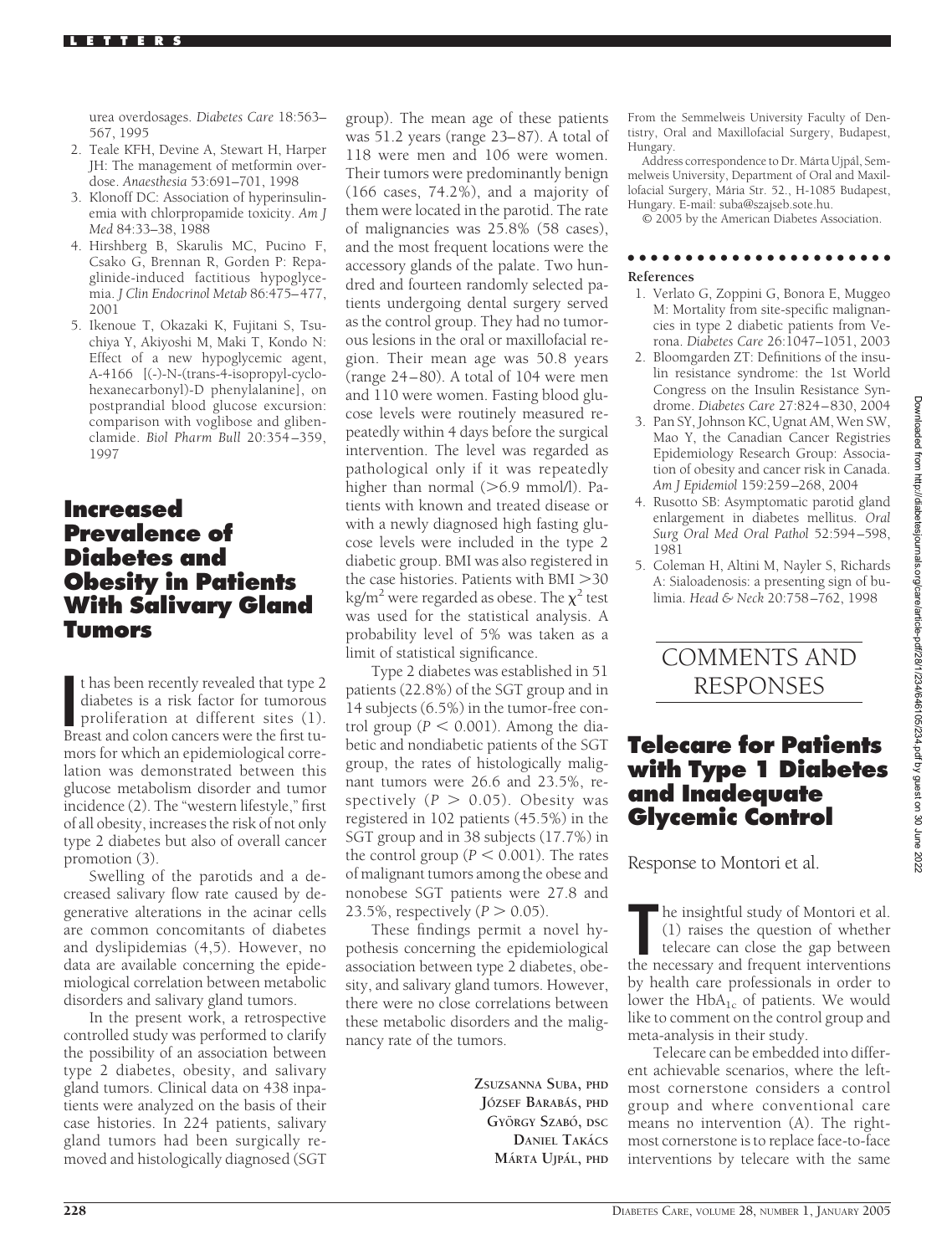urea overdosages. *Diabetes Care* 18:563–567, 1995

2. Teale KFH, Devine A, Stewart H, Harper JH: The management of metformin overdose. *Anaesthesia* 53:691–701, 1998
3. Klonoff DC: Association of hyperinsulinemia with chlorpropamide toxicity. *Am J Med* 84:33–38, 1988
4. Hirshberg B, Skarulis MC, Pucino F, Csako G, Brennan R, Gorden P: Repaglinide-induced factitious hypoglycemia. *J Clin Endocrinol Metab* 86:475–477, 2001
5. Ikenoue T, Okazaki K, Fujitani S, Tsuchiya Y, Akiyoshi M, Maki T, Kondo N: Effect of a new hypoglycemic agent, A-4166 [(-)-N-(trans-4-isopropyl-cyclohexanecarbonyl)-D phenylalanine], on postprandial blood glucose excursion: comparison with voglibose and glibenclamide. *Biol Pharm Bull* 20:354–359, 1997

# Increased Prevalence of Diabetes and Obesity in Patients With Salivary Gland Tumors

It has been recently revealed that type 2 diabetes is a risk factor for tumorous proliferation at different sites (1). Breast and colon cancers were the first tumors for which an epidemiological correlation was demonstrated between this glucose metabolism disorder and tumor incidence (2). The "western lifestyle," first of all obesity, increases the risk of not only type 2 diabetes but also of overall cancer promotion (3).

Swelling of the parotids and a decreased salivary flow rate caused by degenerative alterations in the acinar cells are common concomitants of diabetes and dyslipidemias (4,5). However, no data are available concerning the epidemiological correlation between metabolic disorders and salivary gland tumors.

In the present work, a retrospective controlled study was performed to clarify the possibility of an association between type 2 diabetes, obesity, and salivary gland tumors. Clinical data on 438 inpatients were analyzed on the basis of their case histories. In 224 patients, salivary gland tumors had been surgically removed and histologically diagnosed (SGT group). The mean age of these patients was 51.2 years (range 23–87). A total of 118 were men and 106 were women. Their tumors were predominantly benign (166 cases, 74.2%), and a majority of them were located in the parotid. The rate of malignancies was 25.8% (58 cases), and the most frequent locations were the accessory glands of the palate. Two hundred and fourteen randomly selected patients undergoing dental surgery served as the control group. They had no tumorous lesions in the oral or maxillofacial region. Their mean age was 50.8 years (range 24–80). A total of 104 were men and 110 were women. Fasting blood glucose levels were routinely measured repeatedly within 4 days before the surgical intervention. The level was regarded as pathological only if it was repeatedly higher than normal (>6.9 mmol/l). Patients with known and treated disease or with a newly diagnosed high fasting glucose levels were included in the type 2 diabetic group. BMI was also registered in the case histories. Patients with BMI >30 kg/m$^2$ were regarded as obese. The $\chi^2$ test was used for the statistical analysis. A probability level of 5% was taken as a limit of statistical significance.

Type 2 diabetes was established in 51 patients (22.8%) of the SGT group and in 14 subjects (6.5%) in the tumor-free control group ($P < 0.001$). Among the diabetic and nondiabetic patients of the SGT group, the rates of histologically malignant tumors were 26.6 and 23.5%, respectively ($P > 0.05$). Obesity was registered in 102 patients (45.5%) in the SGT group and in 38 subjects (17.7%) in the control group ($P < 0.001$). The rates of malignant tumors among the obese and nonobese SGT patients were 27.8 and 23.5%, respectively ($P > 0.05$).

These findings permit a novel hypothesis concerning the epidemiological association between type 2 diabetes, obesity, and salivary gland tumors. However, there were no close correlations between these metabolic disorders and the malignancy rate of the tumors.

**Zsuzsanna Suba, PhD**
**József Barabás, PhD**
**György Szabó, DSc**
**Daniel Takács**
**Márta Ujpál, PhD**

From the Semmelweis University Faculty of Dentistry, Oral and Maxillofacial Surgery, Budapest, Hungary.

Address correspondence to Dr. Márta Ujpál, Semmelweis University, Department of Oral and Maxillofacial Surgery, Mária Str. 52., H-1085 Budapest, Hungary. E-mail: suba@szajseb.sote.hu.

© 2005 by the American Diabetes Association.

**References**

1. Verlato G, Zoppini G, Bonora E, Muggeo M: Mortality from site-specific malignancies in type 2 diabetic patients from Verona. *Diabetes Care* 26:1047–1051, 2003
2. Bloomgarden ZT: Definitions of the insulin resistance syndrome: the 1st World Congress on the Insulin Resistance Syndrome. *Diabetes Care* 27:824–830, 2004
3. Pan SY, Johnson KC, Ugnat AM, Wen SW, Mao Y, the Canadian Cancer Registries Epidemiology Research Group: Association of obesity and cancer risk in Canada. *Am J Epidemiol* 159:259–268, 2004
4. Rusotto SB: Asymptomatic parotid gland enlargement in diabetes mellitus. *Oral Surg Oral Med Oral Pathol* 52:594–598, 1981
5. Coleman H, Altini M, Nayler S, Richards A: Sialoadenosis: a presenting sign of bulimia. *Head & Neck* 20:758–762, 1998

# COMMENTS AND RESPONSES

# Telecare for Patients with Type 1 Diabetes and Inadequate Glycemic Control

Response to Montori et al.

The insightful study of Montori et al. (1) raises the question of whether telecare can close the gap between the necessary and frequent interventions by health care professionals in order to lower the $HbA_{1c}$ of patients. We would like to comment on the control group and meta-analysis in their study.

Telecare can be embedded into different achievable scenarios, where the leftmost cornerstone considers a control group and where conventional care means no intervention (A). The rightmost cornerstone is to replace face-to-face interventions by telecare with the same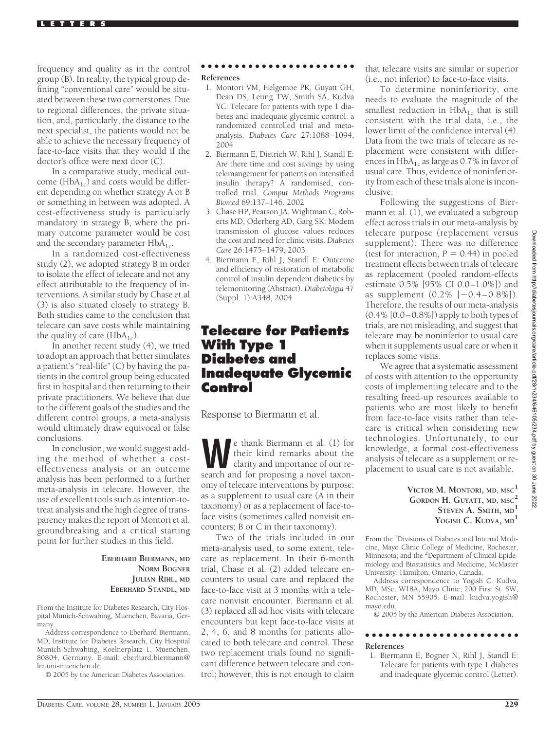frequency and quality as in the control group (B). In reality, the typical group defining "conventional care" would be situated between these two cornerstones. Due to regional differences, the private situation, and, particularly, the distance to the next specialist, the patients would not be able to achieve the necessary frequency of face-to-face visits that they would if the doctor's office were next door (C).

In a comparative study, medical outcome ($HbA_{1c}$) and costs would be different depending on whether strategy A or B or something in between was adopted. A cost-effectiveness study is particularly mandatory in strategy B, where the primary outcome parameter would be cost and the secondary parameter $HbA_{1c}$.

In a randomized cost-effectiveness study (2), we adopted strategy B in order to isolate the effect of telecare and not any effect attributable to the frequency of interventions. A similar study by Chase et.al (3) is also situated closely to strategy B. Both studies came to the conclusion that telecare can save costs while maintaining the quality of care ($HbA_{1c}$).

In another recent study (4), we tried to adopt an approach that better simulates a patient's "real-life" (C) by having the patients in the control group being educated first in hospital and then returning to their private practitioners. We believe that due to the different goals of the studies and the different control groups, a meta-analysis would ultimately draw equivocal or false conclusions.

In conclusion, we would suggest adding the method of whether a cost-effectiveness analysis or an outcome analysis has been performed to a further meta-analysis in telecare. However, the use of excellent tools such as intention-to-treat analysis and the high degree of transparency makes the report of Montori et al. groundbreaking and a critical starting point for further studies in this field.

**EBERHARD BIERMANN, MD**
**NORM BOGNER**
**JULIAN RIHL, MD**
**EBERHARD STANDL, MD**

From the Institute for Diabetes Research, City Hospital Munich-Schwabing, Muenchen, Bavaria, Germany.

Address correspondence to Eberhard Biermann, MD, Institute for Diabetes Research, City Hospital Munich-Schwabing, Koelnerplatz 1, Muenchen, 80804, Germany. E-mail: eberhard.biermann@lrz.uni-muenchen.de.

© 2005 by the American Diabetes Association.

#### References

1. Montori VM, Helgemoe PK, Guyatt GH, Dean DS, Leung TW, Smith SA, Kudva YC: Telecare for patients with type 1 diabetes and inadequate glycemic control: a randomized controlled trial and meta-analysis. *Diabetes Care* 27:1088–1094, 2004
2. Biermann E, Dietrich W, Rihl J, Standl E: Are there time and cost savings by using telemangement for patients on intensified insulin therapy? A randomised, controlled trial. *Comput Methods Programs Biomed* 69:137–146, 2002
3. Chase HP, Pearson JA, Wightman C, Roberts MD, Oderberg AD, Garg SK: Modem transmission of glucose values reduces the cost and need for clinic visits. *Diabetes Care* 26:1475–1479, 2003
4. Biermann E, Rihl J, Standl E: Outcome and efficiency of restoration of metabolic control of insulin dependent diabetics by telemonitoring (Abstract). *Diabetologia* 47 (Suppl. 1):A348, 2004

## Telecare for Patients With Type 1 Diabetes and Inadequate Glycemic Control

Response to Biermann et al.

We thank Biermann et al. (1) for their kind remarks about the clarity and importance of our research and for proposing a novel taxonomy of telecare interventions by purpose: as a supplement to usual care (A in their taxonomy) or as a replacement of face-to-face visits (sometimes called nonvisit encounters; B or C in their taxonomy).

Two of the trials included in our meta-analysis used, to some extent, telecare as replacement. In their 6-month trial, Chase et al. (2) added telecare encounters to usual care and replaced the face-to-face visit at 3 months with a telecare nonvisit encounter. Biermann et al. (3) replaced all ad hoc visits with telecare encounters but kept face-to-face visits at 2, 4, 6, and 8 months for patients allocated to both telecare and control. These two replacement trials found no significant difference between telecare and control; however, this is not enough to claim that telecare visits are similar or superior (i.e., not inferior) to face-to-face visits.

To determine noninferiority, one needs to evaluate the magnitude of the smallest reduction in $HbA_{1c}$ that is still consistent with the trial data, i.e., the lower limit of the confidence interval (4). Data from the two trials of telecare as replacement were consistent with differences in $HbA_{1c}$ as large as 0.7% in favor of usual care. Thus, evidence of noninferiority from each of these trials alone is inconclusive.

Following the suggestions of Biermann et al. (1), we evaluated a subgroup effect across trials in our meta-analysis by telecare purpose (replacement versus supplement). There was no difference (test for interaction, $P = 0.44$) in pooled treatment effects between trials of telecare as replacement (pooled random-effects estimate 0.5% [95% CI 0.0–1.0%]) and as supplement (0.2% [−0.4–0.8%]). Therefore, the results of our meta-analysis (0.4% [0.0–0.8%]) apply to both types of trials, are not misleading, and suggest that telecare may be noninferior to usual care when it supplements usual care or when it replaces some visits.

We agree that a systematic assessment of costs with attention to the opportunity costs of implementing telecare and to the resulting freed-up resources available to patients who are most likely to benefit from face-to-face visits rather than telecare is critical when considering new technologies. Unfortunately, to our knowledge, a formal cost-effectiveness analysis of telecare as a supplement or replacement to usual care is not available.

**VICTOR M. MONTORI, MD, MSC**[1]
**GORDON H. GUYATT, MD, MSC**[2]
**STEVEN A. SMITH, MD**[1]
**YOGISH C. KUDVA, MD**[1]

From the [1]Divisions of Diabetes and Internal Medicine, Mayo Clinic College of Medicine, Rochester, Minnesota; and the [2]Department of Clinical Epidemiology and Biostatistics and Medicine, McMaster University, Hamilton, Ontario, Canada.

Address correspondence to Yogish C. Kudva, MD, MSc, W18A, Mayo Clinic, 200 First St. SW, Rochester, MN 55905. E-mail: kudva.yogish@mayo.edu.

© 2005 by the American Diabetes Association.

#### References

1. Biermann E, Bogner N, Rihl J, Standl E: Telecare for patients with type 1 diabetes and inadequate glycemic control (Letter).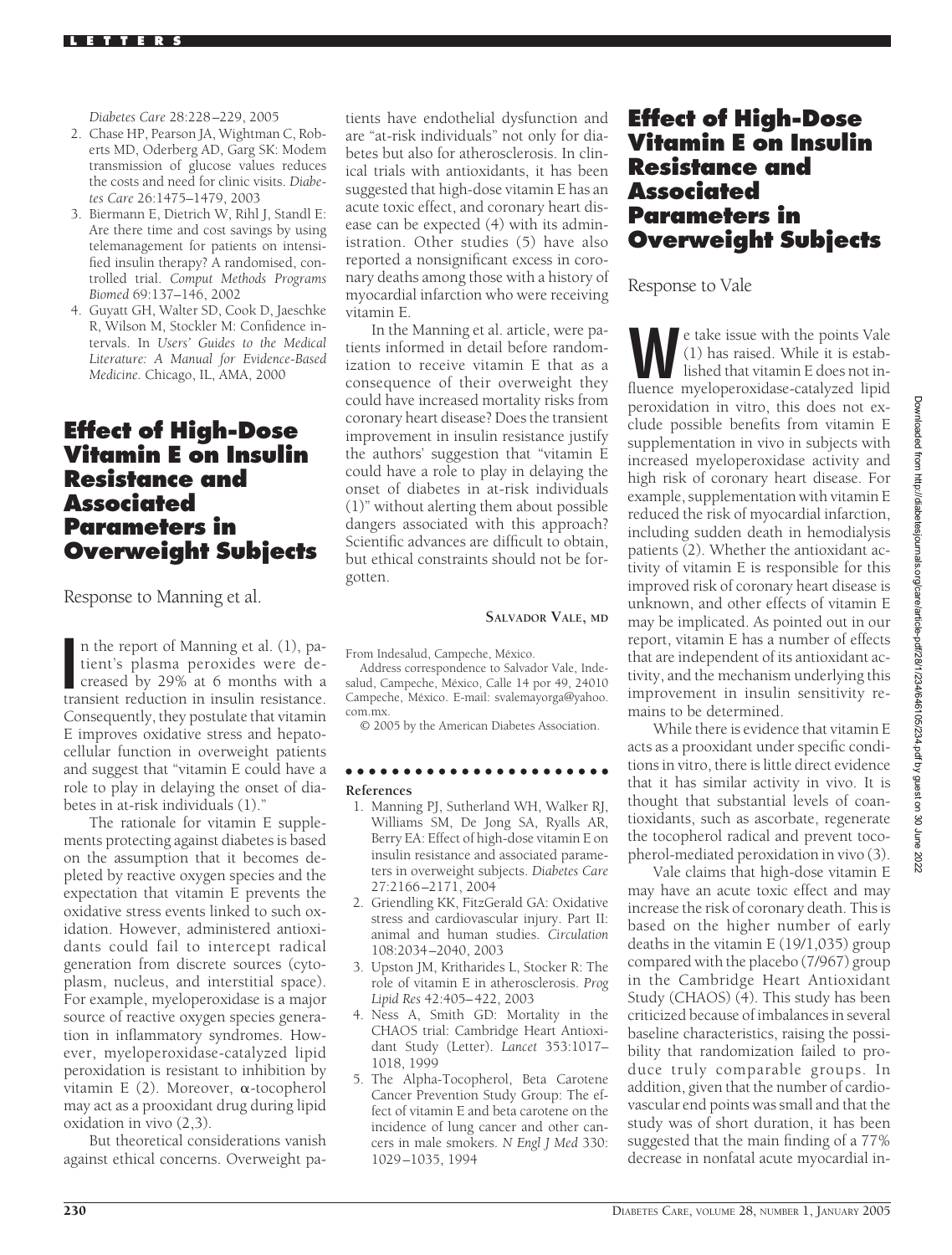*Diabetes Care* 28:228–229, 2005
2. Chase HP, Pearson JA, Wightman C, Roberts MD, Oderberg AD, Garg SK: Modem transmission of glucose values reduces the costs and need for clinic visits. *Diabetes Care* 26:1475–1479, 2003
3. Biermann E, Dietrich W, Rihl J, Standl E: Are there time and cost savings by using telemanagement for patients on intensified insulin therapy? A randomised, controlled trial. *Comput Methods Programs Biomed* 69:137–146, 2002
4. Guyatt GH, Walter SD, Cook D, Jaeschke R, Wilson M, Stockler M: Confidence intervals. In *Users' Guides to the Medical Literature: A Manual for Evidence-Based Medicine.* Chicago, IL, AMA, 2000

# Effect of High-Dose Vitamin E on Insulin Resistance and Associated Parameters in Overweight Subjects

Response to Manning et al.

In the report of Manning et al. (1), patient's plasma peroxides were decreased by 29% at 6 months with a transient reduction in insulin resistance. Consequently, they postulate that vitamin E improves oxidative stress and hepatocellular function in overweight patients and suggest that "vitamin E could have a role to play in delaying the onset of diabetes in at-risk individuals (1)."

The rationale for vitamin E supplements protecting against diabetes is based on the assumption that it becomes depleted by reactive oxygen species and the expectation that vitamin E prevents the oxidative stress events linked to such oxidation. However, administered antioxidants could fail to intercept radical generation from discrete sources (cytoplasm, nucleus, and interstitial space). For example, myeloperoxidase is a major source of reactive oxygen species generation in inflammatory syndromes. However, myeloperoxidase-catalyzed lipid peroxidation is resistant to inhibition by vitamin E (2). Moreover, α-tocopherol may act as a prooxidant drug during lipid oxidation in vivo (2,3).

But theoretical considerations vanish against ethical concerns. Overweight patients have endothelial dysfunction and are "at-risk individuals" not only for diabetes but also for atherosclerosis. In clinical trials with antioxidants, it has been suggested that high-dose vitamin E has an acute toxic effect, and coronary heart disease can be expected (4) with its administration. Other studies (5) have also reported a nonsignificant excess in coronary deaths among those with a history of myocardial infarction who were receiving vitamin E.

In the Manning et al. article, were patients informed in detail before randomization to receive vitamin E that as a consequence of their overweight they could have increased mortality risks from coronary heart disease? Does the transient improvement in insulin resistance justify the authors' suggestion that "vitamin E could have a role to play in delaying the onset of diabetes in at-risk individuals (1)" without alerting them about possible dangers associated with this approach? Scientific advances are difficult to obtain, but ethical constraints should not be forgotten.

**SALVADOR VALE, MD**

From Indesalud, Campeche, México.

Address correspondence to Salvador Vale, Indesalud, Campeche, México, Calle 14 por 49, 24010 Campeche, México. E-mail: svalemayorga@yahoo.com.mx.

© 2005 by the American Diabetes Association.

## References

1. Manning PJ, Sutherland WH, Walker RJ, Williams SM, De Jong SA, Ryalls AR, Berry EA: Effect of high-dose vitamin E on insulin resistance and associated parameters in overweight subjects. *Diabetes Care* 27:2166–2171, 2004
2. Griendling KK, FitzGerald GA: Oxidative stress and cardiovascular injury. Part II: animal and human studies. *Circulation* 108:2034–2040, 2003
3. Upston JM, Kritharides L, Stocker R: The role of vitamin E in atherosclerosis. *Prog Lipid Res* 42:405–422, 2003
4. Ness A, Smith GD: Mortality in the CHAOS trial: Cambridge Heart Antioxidant Study (Letter). *Lancet* 353:1017–1018, 1999
5. The Alpha-Tocopherol, Beta Carotene Cancer Prevention Study Group: The effect of vitamin E and beta carotene on the incidence of lung cancer and other cancers in male smokers. *N Engl J Med* 330: 1029–1035, 1994

# Effect of High-Dose Vitamin E on Insulin Resistance and Associated Parameters in Overweight Subjects

Response to Vale

We take issue with the points Vale (1) has raised. While it is established that vitamin E does not influence myeloperoxidase-catalyzed lipid peroxidation in vitro, this does not exclude possible benefits from vitamin E supplementation in vivo in subjects with increased myeloperoxidase activity and high risk of coronary heart disease. For example, supplementation with vitamin E reduced the risk of myocardial infarction, including sudden death in hemodialysis patients (2). Whether the antioxidant activity of vitamin E is responsible for this improved risk of coronary heart disease is unknown, and other effects of vitamin E may be implicated. As pointed out in our report, vitamin E has a number of effects that are independent of its antioxidant activity, and the mechanism underlying this improvement in insulin sensitivity remains to be determined.

While there is evidence that vitamin E acts as a prooxidant under specific conditions in vitro, there is little direct evidence that it has similar activity in vivo. It is thought that substantial levels of coantioxidants, such as ascorbate, regenerate the tocopherol radical and prevent tocopherol-mediated peroxidation in vivo (3).

Vale claims that high-dose vitamin E may have an acute toxic effect and may increase the risk of coronary death. This is based on the higher number of early deaths in the vitamin E (19/1,035) group compared with the placebo (7/967) group in the Cambridge Heart Antioxidant Study (CHAOS) (4). This study has been criticized because of imbalances in several baseline characteristics, raising the possibility that randomization failed to produce truly comparable groups. In addition, given that the number of cardiovascular end points was small and that the study was of short duration, it has been suggested that the main finding of a 77% decrease in nonfatal acute myocardial in-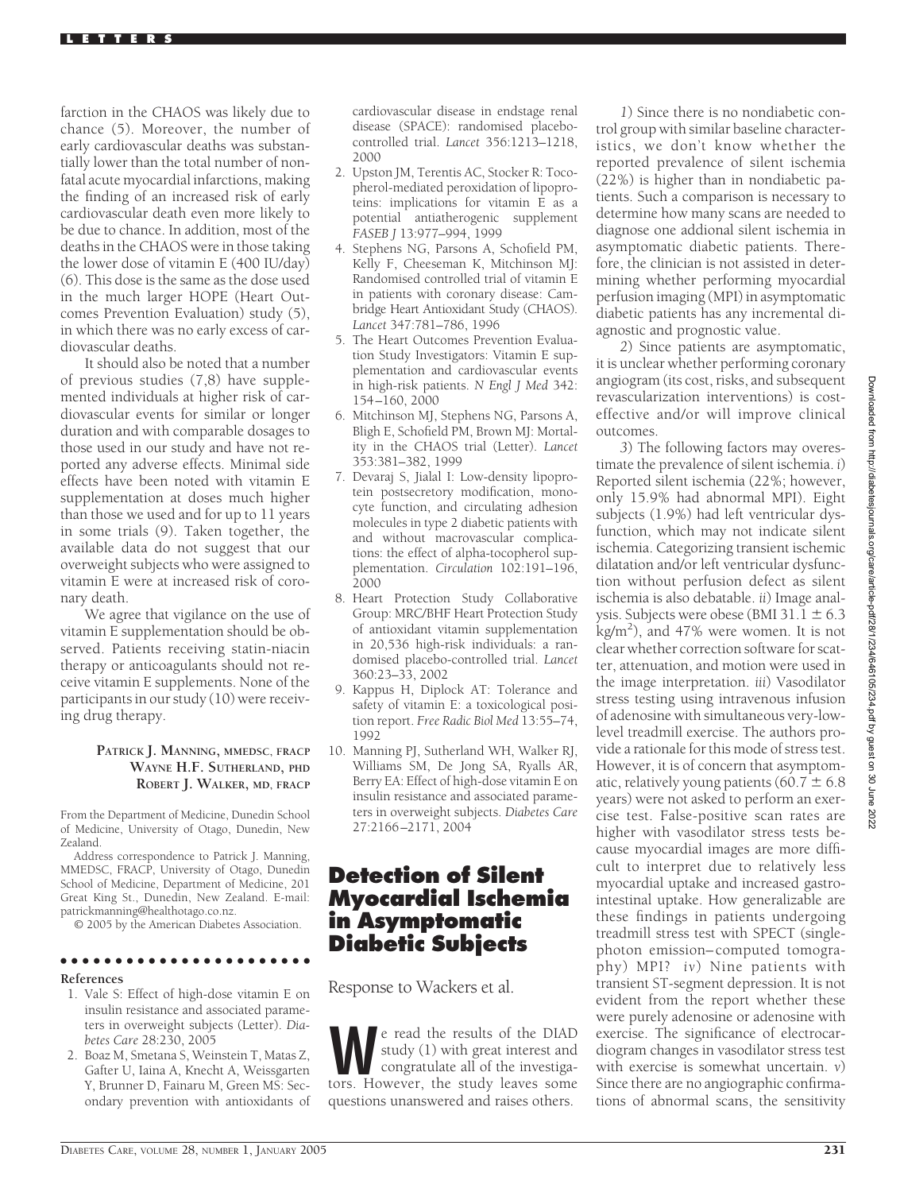farction in the CHAOS was likely due to chance (5). Moreover, the number of early cardiovascular deaths was substantially lower than the total number of nonfatal acute myocardial infarctions, making the finding of an increased risk of early cardiovascular death even more likely to be due to chance. In addition, most of the deaths in the CHAOS were in those taking the lower dose of vitamin E (400 IU/day) (6). This dose is the same as the dose used in the much larger HOPE (Heart Outcomes Prevention Evaluation) study (5), in which there was no early excess of cardiovascular deaths.

It should also be noted that a number of previous studies (7,8) have supplemented individuals at higher risk of cardiovascular events for similar or longer duration and with comparable dosages to those used in our study and have not reported any adverse effects. Minimal side effects have been noted with vitamin E supplementation at doses much higher than those we used and for up to 11 years in some trials (9). Taken together, the available data do not suggest that our overweight subjects who were assigned to vitamin E were at increased risk of coronary death.

We agree that vigilance on the use of vitamin E supplementation should be observed. Patients receiving statin-niacin therapy or anticoagulants should not receive vitamin E supplements. None of the participants in our study (10) were receiving drug therapy.

**PATRICK J. MANNING, MMEDSC, FRACP**
**WAYNE H.F. SUTHERLAND, PHD**
**ROBERT J. WALKER, MD, FRACP**

From the Department of Medicine, Dunedin School of Medicine, University of Otago, Dunedin, New Zealand.

Address correspondence to Patrick J. Manning, MMEDSC, FRACP, University of Otago, Dunedin School of Medicine, Department of Medicine, 201 Great King St., Dunedin, New Zealand. E-mail: patrickmanning@healthotago.co.nz.

© 2005 by the American Diabetes Association.

**References**

1. Vale S: Effect of high-dose vitamin E on insulin resistance and associated parameters in overweight subjects (Letter). *Diabetes Care* 28:230, 2005
2. Boaz M, Smetana S, Weinstein T, Matas Z, Gafter U, Iaina A, Knecht A, Weissgarten Y, Brunner D, Fainaru M, Green MS: Secondary prevention with antioxidants of cardiovascular disease in endstage renal disease (SPACE): randomised placebo-controlled trial. *Lancet* 356:1213–1218, 2000
2. Upston JM, Terentis AC, Stocker R: Tocopherol-mediated peroxidation of lipoproteins: implications for vitamin E as a potential antiatherogenic supplement *FASEB J* 13:977–994, 1999
4. Stephens NG, Parsons A, Schofield PM, Kelly F, Cheeseman K, Mitchinson MJ: Randomised controlled trial of vitamin E in patients with coronary disease: Cambridge Heart Antioxidant Study (CHAOS). *Lancet* 347:781–786, 1996
5. The Heart Outcomes Prevention Evaluation Study Investigators: Vitamin E supplementation and cardiovascular events in high-risk patients. *N Engl J Med* 342: 154–160, 2000
6. Mitchinson MJ, Stephens NG, Parsons A, Bligh E, Schofield PM, Brown MJ: Mortality in the CHAOS trial (Letter). *Lancet* 353:381–382, 1999
7. Devaraj S, Jialal I: Low-density lipoprotein postsecretory modification, monocyte function, and circulating adhesion molecules in type 2 diabetic patients with and without macrovascular complications: the effect of alpha-tocopherol supplementation. *Circulation* 102:191–196, 2000
8. Heart Protection Study Collaborative Group: MRC/BHF Heart Protection Study of antioxidant vitamin supplementation in 20,536 high-risk individuals: a randomised placebo-controlled trial. *Lancet* 360:23–33, 2002
9. Kappus H, Diplock AT: Tolerance and safety of vitamin E: a toxicological position report. *Free Radic Biol Med* 13:55–74, 1992
10. Manning PJ, Sutherland WH, Walker RJ, Williams SM, De Jong SA, Ryalls AR, Berry EA: Effect of high-dose vitamin E on insulin resistance and associated parameters in overweight subjects. *Diabetes Care* 27:2166–2171, 2004

# Detection of Silent Myocardial Ischemia in Asymptomatic Diabetic Subjects

Response to Wackers et al.

We read the results of the DIAD study (1) with great interest and congratulate all of the investigators. However, the study leaves some questions unanswered and raises others.

*1*) Since there is no nondiabetic control group with similar baseline characteristics, we don't know whether the reported prevalence of silent ischemia (22%) is higher than in nondiabetic patients. Such a comparison is necessary to determine how many scans are needed to diagnose one addional silent ischemia in asymptomatic diabetic patients. Therefore, the clinician is not assisted in determining whether performing myocardial perfusion imaging (MPI) in asymptomatic diabetic patients has any incremental diagnostic and prognostic value.

*2*) Since patients are asymptomatic, it is unclear whether performing coronary angiogram (its cost, risks, and subsequent revascularization interventions) is cost-effective and/or will improve clinical outcomes.

*3*) The following factors may overestimate the prevalence of silent ischemia. *i*) Reported silent ischemia (22%; however, only 15.9% had abnormal MPI). Eight subjects (1.9%) had left ventricular dysfunction, which may not indicate silent ischemia. Categorizing transient ischemic dilatation and/or left ventricular dysfunction without perfusion defect as silent ischemia is also debatable. *ii*) Image analysis. Subjects were obese (BMI $31.1 \pm 6.3$ kg/m$^2$), and 47% were women. It is not clear whether correction software for scatter, attenuation, and motion were used in the image interpretation. *iii*) Vasodilator stress testing using intravenous infusion of adenosine with simultaneous very-low-level treadmill exercise. The authors provide a rationale for this mode of stress test. However, it is of concern that asymptomatic, relatively young patients ($60.7 \pm 6.8$ years) were not asked to perform an exercise test. False-positive scan rates are higher with vasodilator stress tests because myocardial images are more difficult to interpret due to relatively less myocardial uptake and increased gastrointestinal uptake. How generalizable are these findings in patients undergoing treadmill stress test with SPECT (single-photon emission–computed tomography) MPI? *iv*) Nine patients with transient ST-segment depression. It is not evident from the report whether these were purely adenosine or adenosine with exercise. The significance of electrocardiogram changes in vasodilator stress test with exercise is somewhat uncertain. *v*) Since there are no angiographic confirmations of abnormal scans, the sensitivity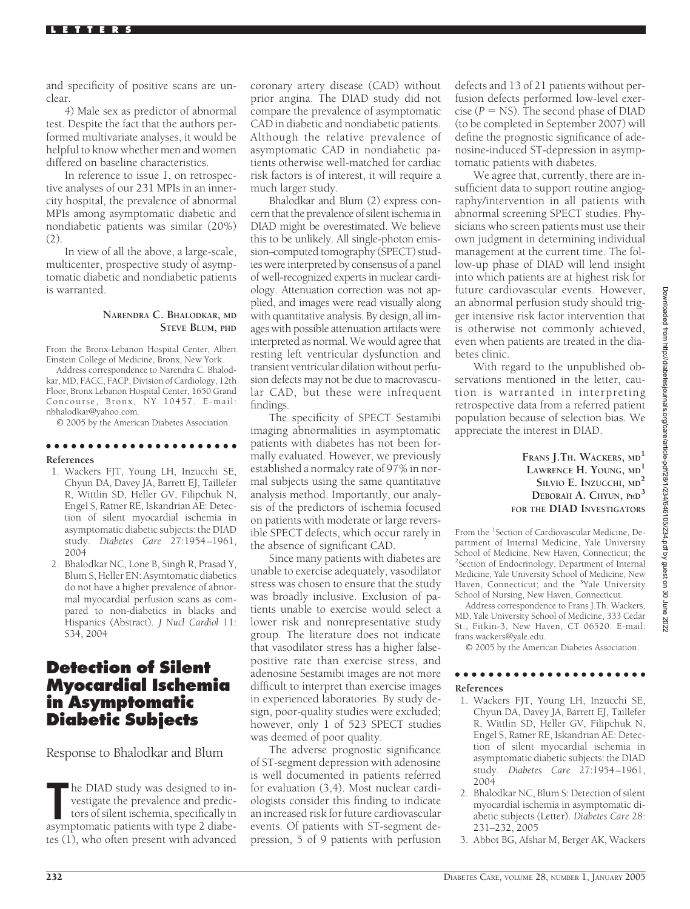and specificity of positive scans are unclear.

*4*) Male sex as predictor of abnormal test. Despite the fact that the authors performed multivariate analyses, it would be helpful to know whether men and women differed on baseline characteristics.

In reference to issue *1*, on retrospective analyses of our 231 MPIs in an inner-city hospital, the prevalence of abnormal MPIs among asymptomatic diabetic and nondiabetic patients was similar (20%) (2).

In view of all the above, a large-scale, multicenter, prospective study of asymptomatic diabetic and nondiabetic patients is warranted.

**NARENDRA C. BHALODKAR, MD**
**STEVE BLUM, PHD**

From the Bronx-Lebanon Hospital Center, Albert Einstein College of Medicine, Bronx, New York.

Address correspondence to Narendra C. Bhalodkar, MD, FACC, FACP, Division of Cardiology, 12th Floor, Bronx Lebanon Hospital Center, 1650 Grand Concourse, Bronx, NY 10457. E-mail: nbhalodkar@yahoo.com.

© 2005 by the American Diabetes Association.

**References**

1. Wackers FJT, Young LH, Inzucchi SE, Chyun DA, Davey JA, Barrett EJ, Taillefer R, Wittlin SD, Heller GV, Filipchuk N, Engel S, Ratner RE, Iskandrian AE: Detection of silent myocardial ischemia in asymptomatic diabetic subjects: the DIAD study. *Diabetes Care* 27:1954–1961, 2004
2. Bhalodkar NC, Lone B, Singh R, Prasad Y, Blum S, Heller EN: Asymtomatic diabetics do not have a higher prevalence of abnormal myocardial perfusion scans as compared to non-diabetics in blacks and Hispanics (Abstract). *J Nucl Cardiol* 11: S34, 2004

# Detection of Silent Myocardial Ischemia in Asymptomatic Diabetic Subjects

Response to Bhalodkar and Blum

The DIAD study was designed to investigate the prevalence and predictors of silent ischemia, specifically in asymptomatic patients with type 2 diabetes (1), who often present with advanced coronary artery disease (CAD) without prior angina. The DIAD study did not compare the prevalence of asymptomatic CAD in diabetic and nondiabetic patients. Although the relative prevalence of asymptomatic CAD in nondiabetic patients otherwise well-matched for cardiac risk factors is of interest, it will require a much larger study.

Bhalodkar and Blum (2) express concern that the prevalence of silent ischemia in DIAD might be overestimated. We believe this to be unlikely. All single-photon emission–computed tomography (SPECT) studies were interpreted by consensus of a panel of well-recognized experts in nuclear cardiology. Attenuation correction was not applied, and images were read visually along with quantitative analysis. By design, all images with possible attenuation artifacts were interpreted as normal. We would agree that resting left ventricular dysfunction and transient ventricular dilation without perfusion defects may not be due to macrovascular CAD, but these were infrequent findings.

The specificity of SPECT Sestamibi imaging abnormalities in asymptomatic patients with diabetes has not been formally evaluated. However, we previously established a normalcy rate of 97% in normal subjects using the same quantitative analysis method. Importantly, our analysis of the predictors of ischemia focused on patients with moderate or large reversible SPECT defects, which occur rarely in the absence of significant CAD.

Since many patients with diabetes are unable to exercise adequately, vasodilator stress was chosen to ensure that the study was broadly inclusive. Exclusion of patients unable to exercise would select a lower risk and nonrepresentative study group. The literature does not indicate that vasodilator stress has a higher false-positive rate than exercise stress, and adenosine Sestamibi images are not more difficult to interpret than exercise images in experienced laboratories. By study design, poor-quality studies were excluded; however, only 1 of 523 SPECT studies was deemed of poor quality.

The adverse prognostic significance of ST-segment depression with adenosine is well documented in patients referred for evaluation (3,4). Most nuclear cardiologists consider this finding to indicate an increased risk for future cardiovascular events. Of patients with ST-segment depression, 5 of 9 patients with perfusion defects and 13 of 21 patients without perfusion defects performed low-level exercise ($P$ = NS). The second phase of DIAD (to be completed in September 2007) will define the prognostic significance of adenosine-induced ST-depression in asymptomatic patients with diabetes.

We agree that, currently, there are insufficient data to support routine angiography/intervention in all patients with abnormal screening SPECT studies. Physicians who screen patients must use their own judgment in determining individual management at the current time. The follow-up phase of DIAD will lend insight into which patients are at highest risk for future cardiovascular events. However, an abnormal perfusion study should trigger intensive risk factor intervention that is otherwise not commonly achieved, even when patients are treated in the diabetes clinic.

With regard to the unpublished observations mentioned in the letter, caution is warranted in interpreting retrospective data from a referred patient population because of selection bias. We appreciate the interest in DIAD.

**FRANS J.TH. WACKERS, MD[1]**
**LAWRENCE H. YOUNG, MD[1]**
**SILVIO E. INZUCCHI, MD[2]**
**DEBORAH A. CHYUN, PHD[3]**
**FOR THE DIAD INVESTIGATORS**

From the [1]Section of Cardiovascular Medicine, Department of Internal Medicine, Yale University School of Medicine, New Haven, Connecticut; the [2]Section of Endocrinology, Department of Internal Medicine, Yale University School of Medicine, New Haven, Connecticut; and the [3]Yale University School of Nursing, New Haven, Connecticut.

Address correspondence to Frans J.Th. Wackers, MD, Yale University School of Medicine, 333 Cedar St., Fitkin-3, New Haven, CT 06520. E-mail: frans.wackers@yale.edu.

© 2005 by the American Diabetes Association.

**References**

1. Wackers FJT, Young LH, Inzucchi SE, Chyun DA, Davey JA, Barrett EJ, Taillefer R, Wittlin SD, Heller GV, Filipchuk N, Engel S, Ratner RE, Iskandrian AE: Detection of silent myocardial ischemia in asymptomatic diabetic subjects: the DIAD study. *Diabetes Care* 27:1954–1961, 2004
2. Bhalodkar NC, Blum S: Detection of silent myocardial ischemia in asymptomatic diabetic subjects (Letter). *Diabetes Care* 28: 231–232, 2005
3. Abbot BG, Afshar M, Berger AK, Wackers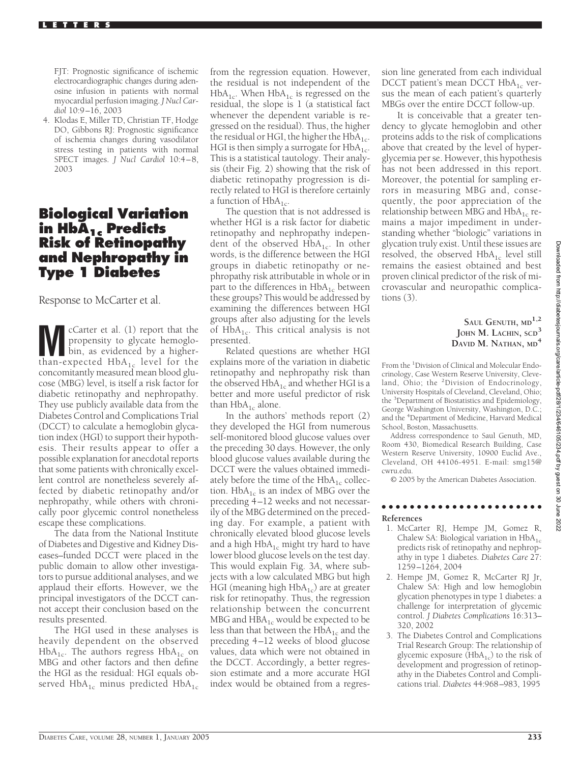FJT: Prognostic significance of ischemic electrocardiographic changes during adenosine infusion in patients with normal myocardial perfusion imaging. *J Nucl Cardiol* 10:9–16, 2003

4. Klodas E, Miller TD, Christian TF, Hodge DO, Gibbons RJ: Prognostic significance of ischemia changes during vasodilator stress testing in patients with normal SPECT images. *J Nucl Cardiol* 10:4–8, 2003

# Biological Variation in $HbA_{1c}$ Predicts Risk of Retinopathy and Nephropathy in Type 1 Diabetes

Response to McCarter et al.

McCarter et al. (1) report that the propensity to glycate hemoglobin, as evidenced by a higher-than-expected $HbA_{1c}$ level for the concomitantly measured mean blood glucose (MBG) level, is itself a risk factor for diabetic retinopathy and nephropathy. They use publicly available data from the Diabetes Control and Complications Trial (DCCT) to calculate a hemoglobin glycation index (HGI) to support their hypothesis. Their results appear to offer a possible explanation for anecdotal reports that some patients with chronically excellent control are nonetheless severely affected by diabetic retinopathy and/or nephropathy, while others with chronically poor glycemic control nonetheless escape these complications.

The data from the National Institute of Diabetes and Digestive and Kidney Diseases–funded DCCT were placed in the public domain to allow other investigators to pursue additional analyses, and we applaud their efforts. However, we the principal investigators of the DCCT cannot accept their conclusion based on the results presented.

The HGI used in these analyses is heavily dependent on the observed $HbA_{1c}$. The authors regress $HbA_{1c}$ on MBG and other factors and then define the HGI as the residual: HGI equals observed $HbA_{1c}$ minus predicted $HbA_{1c}$ from the regression equation. However, the residual is not independent of the $HbA_{1c}$. When $HbA_{1c}$ is regressed on the residual, the slope is 1 (a statistical fact whenever the dependent variable is regressed on the residual). Thus, the higher the residual or HGI, the higher the $HbA_{1c}$. HGI is then simply a surrogate for $HbA_{1c}$. This is a statistical tautology. Their analysis (their Fig. 2) showing that the risk of diabetic retinopathy progression is directly related to HGI is therefore certainly a function of $HbA_{1c}$.

The question that is not addressed is whether HGI is a risk factor for diabetic retinopathy and nephropathy independent of the observed $HbA_{1c}$. In other words, is the difference between the HGI groups in diabetic retinopathy or nephropathy risk attributable in whole or in part to the differences in $HbA_{1c}$ between these groups? This would be addressed by examining the differences between HGI groups after also adjusting for the levels of $HbA_{1c}$. This critical analysis is not presented.

Related questions are whether HGI explains more of the variation in diabetic retinopathy and nephropathy risk than the observed $HbA_{1c}$ and whether HGI is a better and more useful predictor of risk than $HbA_{1c}$ alone.

In the authors' methods report (2) they developed the HGI from numerous self-monitored blood glucose values over the preceding 30 days. However, the only blood glucose values available during the DCCT were the values obtained immediately before the time of the $HbA_{1c}$ collection. $HbA_{1c}$ is an index of MBG over the preceding 4–12 weeks and not necessarily of the MBG determined on the preceding day. For example, a patient with chronically elevated blood glucose levels and a high $HbA_{1c}$ might try hard to have lower blood glucose levels on the test day. This would explain Fig. 3*A*, where subjects with a low calculated MBG but high HGI (meaning high $HbA_{1c}$) are at greater risk for retinopathy. Thus, the regression relationship between the concurrent MBG and $HBA_{1c}$ would be expected to be less than that between the $HbA_{1c}$ and the preceding 4–12 weeks of blood glucose values, data which were not obtained in the DCCT. Accordingly, a better regression estimate and a more accurate HGI index would be obtained from a regression line generated from each individual DCCT patient's mean DCCT $HbA_{1c}$ versus the mean of each patient's quarterly MBGs over the entire DCCT follow-up.

It is conceivable that a greater tendency to glycate hemoglobin and other proteins adds to the risk of complications above that created by the level of hyperglycemia per se. However, this hypothesis has not been addressed in this report. Moreover, the potential for sampling errors in measuring MBG and, consequently, the poor appreciation of the relationship between MBG and $HbA_{1c}$ remains a major impediment in understanding whether "biologic" variations in glycation truly exist. Until these issues are resolved, the observed $HbA_{1c}$ level still remains the easiest obtained and best proven clinical predictor of the risk of microvascular and neuropathic complications (3).

**SAUL GENUTH, MD[1,2]**
**JOHN M. LACHIN, SCD[3]**
**DAVID M. NATHAN, MD[4]**

From the [1]Division of Clinical and Molecular Endocrinology, Case Western Reserve University, Cleveland, Ohio; the [2]Division of Endocrinology, University Hospitals of Cleveland, Cleveland, Ohio; the [3]Department of Biostatistics and Epidemiology, George Washington University, Washington, D.C.; and the [4]Department of Medicine, Harvard Medical School, Boston, Massachusetts.

Address correspondence to Saul Genuth, MD, Room 430, Biomedical Research Building, Case Western Reserve University, 10900 Euclid Ave., Cleveland, OH 44106-4951. E-mail: smg15@cwru.edu.

© 2005 by the American Diabetes Association.

## References

1. McCarter RJ, Hempe JM, Gomez R, Chalew SA: Biological variation in $HbA_{1c}$ predicts risk of retinopathy and nephropathy in type 1 diabetes. *Diabetes Care* 27:1259–1264, 2004
2. Hempe JM, Gomez R, McCarter RJ Jr, Chalew SA: High and low hemoglobin glycation phenotypes in type 1 diabetes: a challenge for interpretation of glycemic control. *J Diabetes Complications* 16:313–320, 2002
3. The Diabetes Control and Complications Trial Research Group: The relationship of glycemic exposure ($HbA_{1c}$) to the risk of development and progression of retinopathy in the Diabetes Control and Complications trial. *Diabetes* 44:968–983, 1995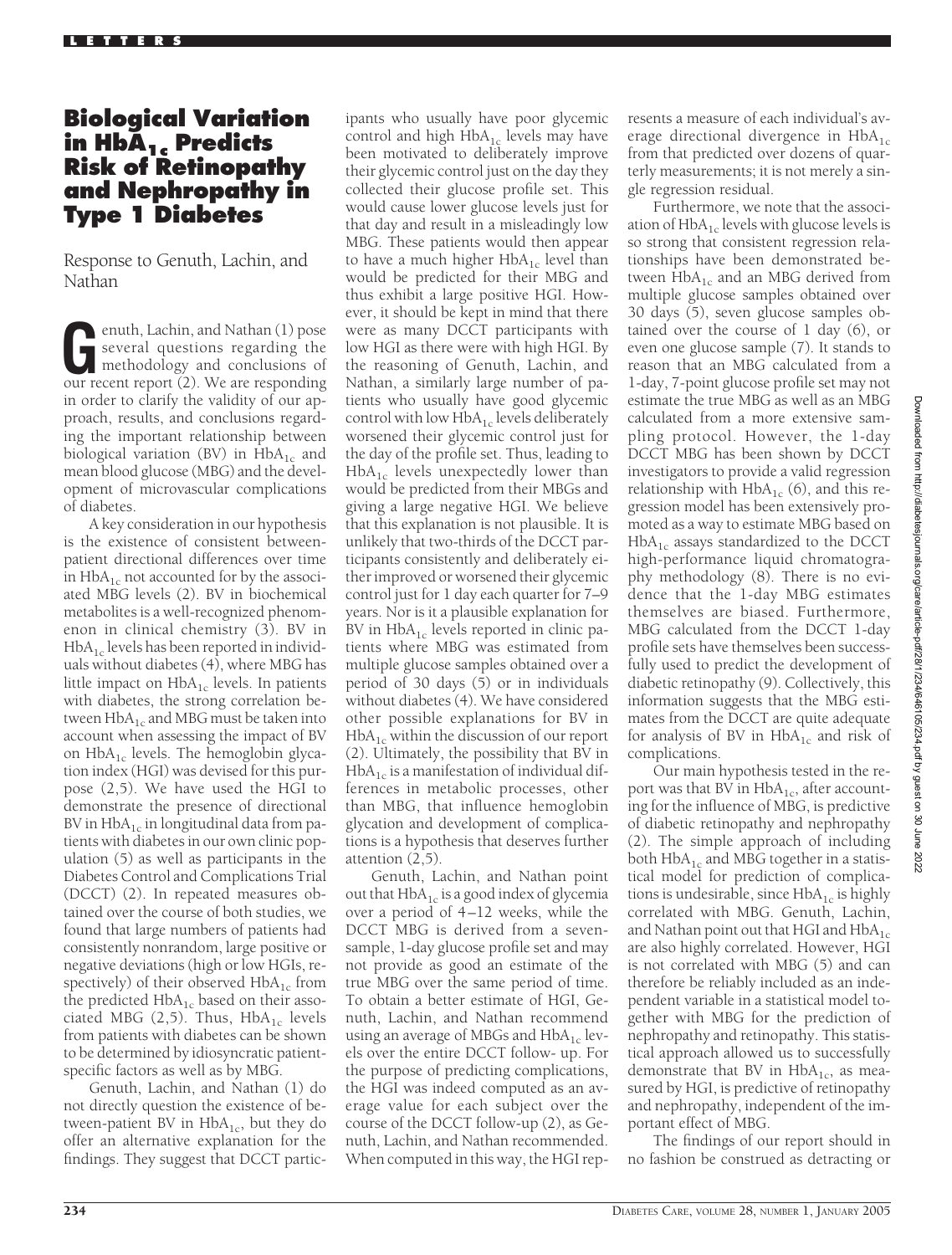# Biological Variation in $HbA_{1c}$ Predicts Risk of Retinopathy and Nephropathy in Type 1 Diabetes

Response to Genuth, Lachin, and Nathan

Genuth, Lachin, and Nathan (1) pose several questions regarding the methodology and conclusions of our recent report (2). We are responding in order to clarify the validity of our approach, results, and conclusions regarding the important relationship between biological variation (BV) in $HbA_{1c}$ and mean blood glucose (MBG) and the development of microvascular complications of diabetes.

A key consideration in our hypothesis is the existence of consistent between-patient directional differences over time in $HbA_{1c}$ not accounted for by the associated MBG levels (2). BV in biochemical metabolites is a well-recognized phenomenon in clinical chemistry (3). BV in $HbA_{1c}$ levels has been reported in individuals without diabetes (4), where MBG has little impact on $HbA_{1c}$ levels. In patients with diabetes, the strong correlation between $HbA_{1c}$ and MBG must be taken into account when assessing the impact of BV on $HbA_{1c}$ levels. The hemoglobin glycation index (HGI) was devised for this purpose (2,5). We have used the HGI to demonstrate the presence of directional BV in $HbA_{1c}$ in longitudinal data from patients with diabetes in our own clinic population (5) as well as participants in the Diabetes Control and Complications Trial (DCCT) (2). In repeated measures obtained over the course of both studies, we found that large numbers of patients had consistently nonrandom, large positive or negative deviations (high or low HGIs, respectively) of their observed $HbA_{1c}$ from the predicted $HbA_{1c}$ based on their associated MBG (2,5). Thus, $HbA_{1c}$ levels from patients with diabetes can be shown to be determined by idiosyncratic patient-specific factors as well as by MBG.

Genuth, Lachin, and Nathan (1) do not directly question the existence of between-patient BV in $HbA_{1c}$, but they do offer an alternative explanation for the findings. They suggest that DCCT participants who usually have poor glycemic control and high $HbA_{1c}$ levels may have been motivated to deliberately improve their glycemic control just on the day they collected their glucose profile set. This would cause lower glucose levels just for that day and result in a misleadingly low MBG. These patients would then appear to have a much higher $HbA_{1c}$ level than would be predicted for their MBG and thus exhibit a large positive HGI. However, it should be kept in mind that there were as many DCCT participants with low HGI as there were with high HGI. By the reasoning of Genuth, Lachin, and Nathan, a similarly large number of patients who usually have good glycemic control with low $HbA_{1c}$ levels deliberately worsened their glycemic control just for the day of the profile set. Thus, leading to $HbA_{1c}$ levels unexpectedly lower than would be predicted from their MBGs and giving a large negative HGI. We believe that this explanation is not plausible. It is unlikely that two-thirds of the DCCT participants consistently and deliberately either improved or worsened their glycemic control just for 1 day each quarter for 7–9 years. Nor is it a plausible explanation for BV in $HbA_{1c}$ levels reported in clinic patients where MBG was estimated from multiple glucose samples obtained over a period of 30 days (5) or in individuals without diabetes (4). We have considered other possible explanations for BV in $HbA_{1c}$ within the discussion of our report (2). Ultimately, the possibility that BV in $HbA_{1c}$ is a manifestation of individual differences in metabolic processes, other than MBG, that influence hemoglobin glycation and development of complications is a hypothesis that deserves further attention (2,5).

Genuth, Lachin, and Nathan point out that $HbA_{1c}$ is a good index of glycemia over a period of 4–12 weeks, while the DCCT MBG is derived from a seven-sample, 1-day glucose profile set and may not provide as good an estimate of the true MBG over the same period of time. To obtain a better estimate of HGI, Genuth, Lachin, and Nathan recommend using an average of MBGs and $HbA_{1c}$ levels over the entire DCCT follow- up. For the purpose of predicting complications, the HGI was indeed computed as an average value for each subject over the course of the DCCT follow-up (2), as Genuth, Lachin, and Nathan recommended. When computed in this way, the HGI represents a measure of each individual's average directional divergence in $HbA_{1c}$ from that predicted over dozens of quarterly measurements; it is not merely a single regression residual.

Furthermore, we note that the association of $HbA_{1c}$ levels with glucose levels is so strong that consistent regression relationships have been demonstrated between $HbA_{1c}$ and an MBG derived from multiple glucose samples obtained over 30 days (5), seven glucose samples obtained over the course of 1 day (6), or even one glucose sample (7). It stands to reason that an MBG calculated from a 1-day, 7-point glucose profile set may not estimate the true MBG as well as an MBG calculated from a more extensive sampling protocol. However, the 1-day DCCT MBG has been shown by DCCT investigators to provide a valid regression relationship with $HbA_{1c}$ (6), and this regression model has been extensively promoted as a way to estimate MBG based on $HbA_{1c}$ assays standardized to the DCCT high-performance liquid chromatography methodology (8). There is no evidence that the 1-day MBG estimates themselves are biased. Furthermore, MBG calculated from the DCCT 1-day profile sets have themselves been successfully used to predict the development of diabetic retinopathy (9). Collectively, this information suggests that the MBG estimates from the DCCT are quite adequate for analysis of BV in $HbA_{1c}$ and risk of complications.

Our main hypothesis tested in the report was that BV in $HbA_{1c}$, after accounting for the influence of MBG, is predictive of diabetic retinopathy and nephropathy (2). The simple approach of including both $HbA_{1c}$ and MBG together in a statistical model for prediction of complications is undesirable, since $HbA_{1c}$ is highly correlated with MBG. Genuth, Lachin, and Nathan point out that HGI and $HbA_{1c}$ are also highly correlated. However, HGI is not correlated with MBG (5) and can therefore be reliably included as an independent variable in a statistical model together with MBG for the prediction of nephropathy and retinopathy. This statistical approach allowed us to successfully demonstrate that BV in $HbA_{1c}$, as measured by HGI, is predictive of retinopathy and nephropathy, independent of the important effect of MBG.

The findings of our report should in no fashion be construed as detracting or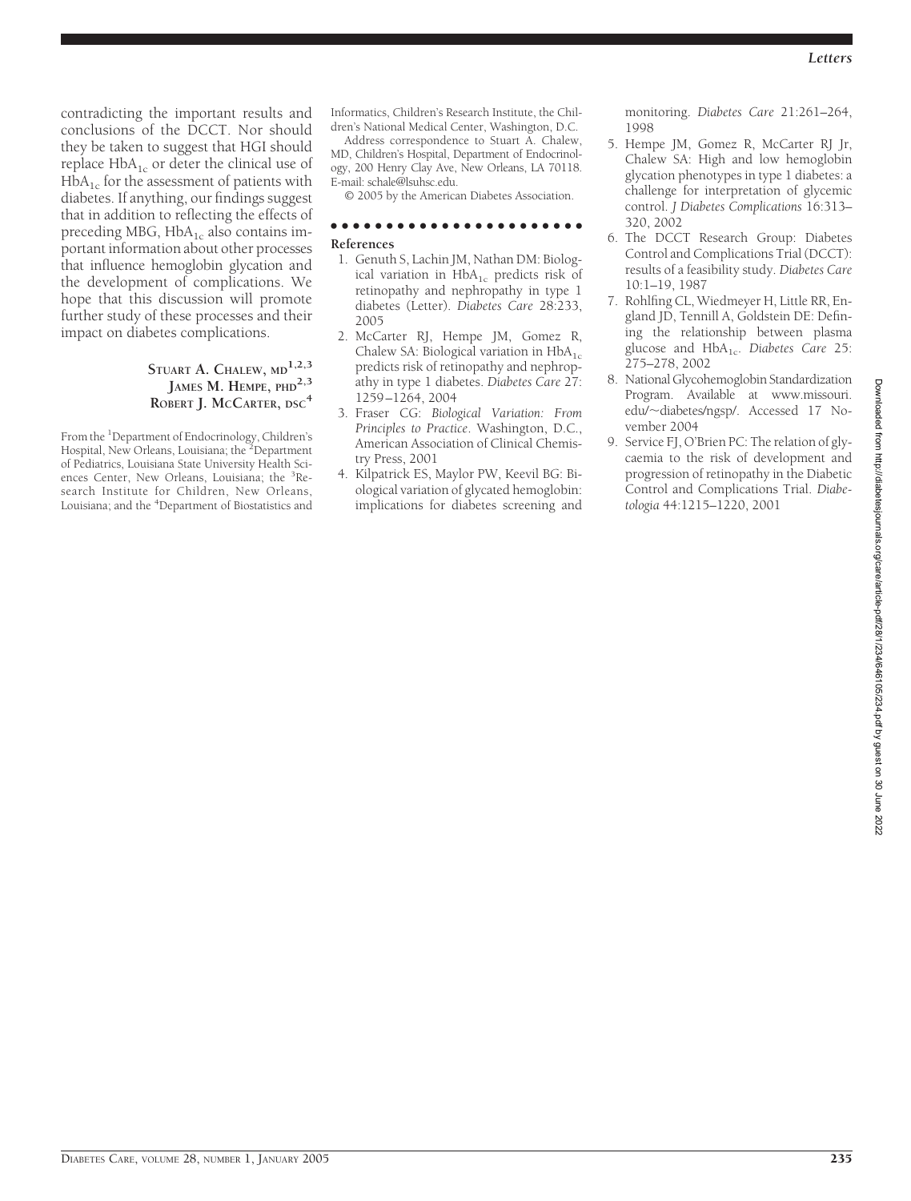contradicting the important results and conclusions of the DCCT. Nor should they be taken to suggest that HGI should replace $HbA_{1c}$ or deter the clinical use of $HbA_{1c}$ for the assessment of patients with diabetes. If anything, our findings suggest that in addition to reflecting the effects of preceding MBG, $HbA_{1c}$ also contains important information about other processes that influence hemoglobin glycation and the development of complications. We hope that this discussion will promote further study of these processes and their impact on diabetes complications.

**Stuart A. Chalew, md**[1,2,3]
**James M. Hempe, phd**[2,3]
**Robert J. McCarter, dsc**[4]

From the [1]Department of Endocrinology, Children's Hospital, New Orleans, Louisiana; the [2]Department of Pediatrics, Louisiana State University Health Sciences Center, New Orleans, Louisiana; the [3]Research Institute for Children, New Orleans, Louisiana; and the [4]Department of Biostatistics and Informatics, Children's Research Institute, the Children's National Medical Center, Washington, D.C.

Address correspondence to Stuart A. Chalew, MD, Children's Hospital, Department of Endocrinology, 200 Henry Clay Ave, New Orleans, LA 70118. E-mail: schale@lsuhsc.edu.

© 2005 by the American Diabetes Association.

## References

1. Genuth S, Lachin JM, Nathan DM: Biological variation in $HbA_{1c}$ predicts risk of retinopathy and nephropathy in type 1 diabetes (Letter). *Diabetes Care* 28:233, 2005
2. McCarter RJ, Hempe JM, Gomez R, Chalew SA: Biological variation in $HbA_{1c}$ predicts risk of retinopathy and nephropathy in type 1 diabetes. *Diabetes Care* 27:1259–1264, 2004
3. Fraser CG: *Biological Variation: From Principles to Practice*. Washington, D.C., American Association of Clinical Chemistry Press, 2001
4. Kilpatrick ES, Maylor PW, Keevil BG: Biological variation of glycated hemoglobin: implications for diabetes screening and monitoring. *Diabetes Care* 21:261–264, 1998
5. Hempe JM, Gomez R, McCarter RJ Jr, Chalew SA: High and low hemoglobin glycation phenotypes in type 1 diabetes: a challenge for interpretation of glycemic control. *J Diabetes Complications* 16:313–320, 2002
6. The DCCT Research Group: Diabetes Control and Complications Trial (DCCT): results of a feasibility study. *Diabetes Care* 10:1–19, 1987
7. Rohlfing CL, Wiedmeyer H, Little RR, England JD, Tennill A, Goldstein DE: Defining the relationship between plasma glucose and $HbA_{1c}$. *Diabetes Care* 25: 275–278, 2002
8. National Glycohemoglobin Standardization Program. Available at www.missouri.edu/~diabetes/ngsp/. Accessed 17 November 2004
9. Service FJ, O'Brien PC: The relation of glycaemia to the risk of development and progression of retinopathy in the Diabetic Control and Complications Trial. *Diabetologia* 44:1215–1220, 2001